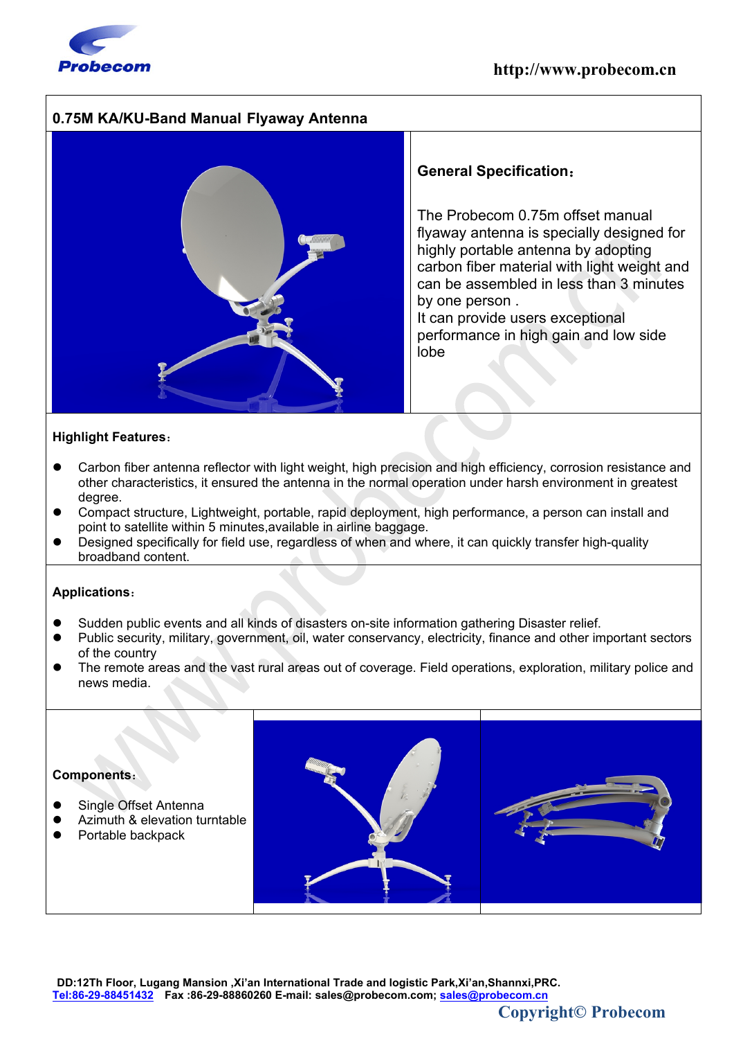## 0.75M KA/KU-Band Manual Flyaway Antenna

### General Specification：

The Probecom 0.75m offset manual flyaway antenna is specially designed for highly portable antenna by adopting carbon fiber material with light weight and can be assembled in less than 3 minutes by one person .
It can provide users exceptional performance in high gain and low side lobe

### Highlight Features：

- Carbon fiber antenna reflector with light weight, high precision and high efficiency, corrosion resistance and other characteristics, it ensured the antenna in the normal operation under harsh environment in greatest degree.
- Compact structure, Lightweight, portable, rapid deployment, high performance, a person can install and point to satellite within 5 minutes,available in airline baggage.
- Designed specifically for field use, regardless of when and where, it can quickly transfer high-quality broadband content.

### Applications：

- Sudden public events and all kinds of disasters on-site information gathering Disaster relief.
- Public security, military, government, oil, water conservancy, electricity, finance and other important sectors of the country
- The remote areas and the vast rural areas out of coverage. Field operations, exploration, military police and news media.

### Components：

- Single Offset Antenna
- Azimuth & elevation turntable
- Portable backpack

DD:12Th Floor, Lugang Mansion ,Xi'an International Trade and logistic Park,Xi'an,Shannxi,PRC.
Tel:86-29-88451432 Fax :86-29-88860260 E-mail: sales@probecom.com; sales@probecom.cn
Copyright© Probecom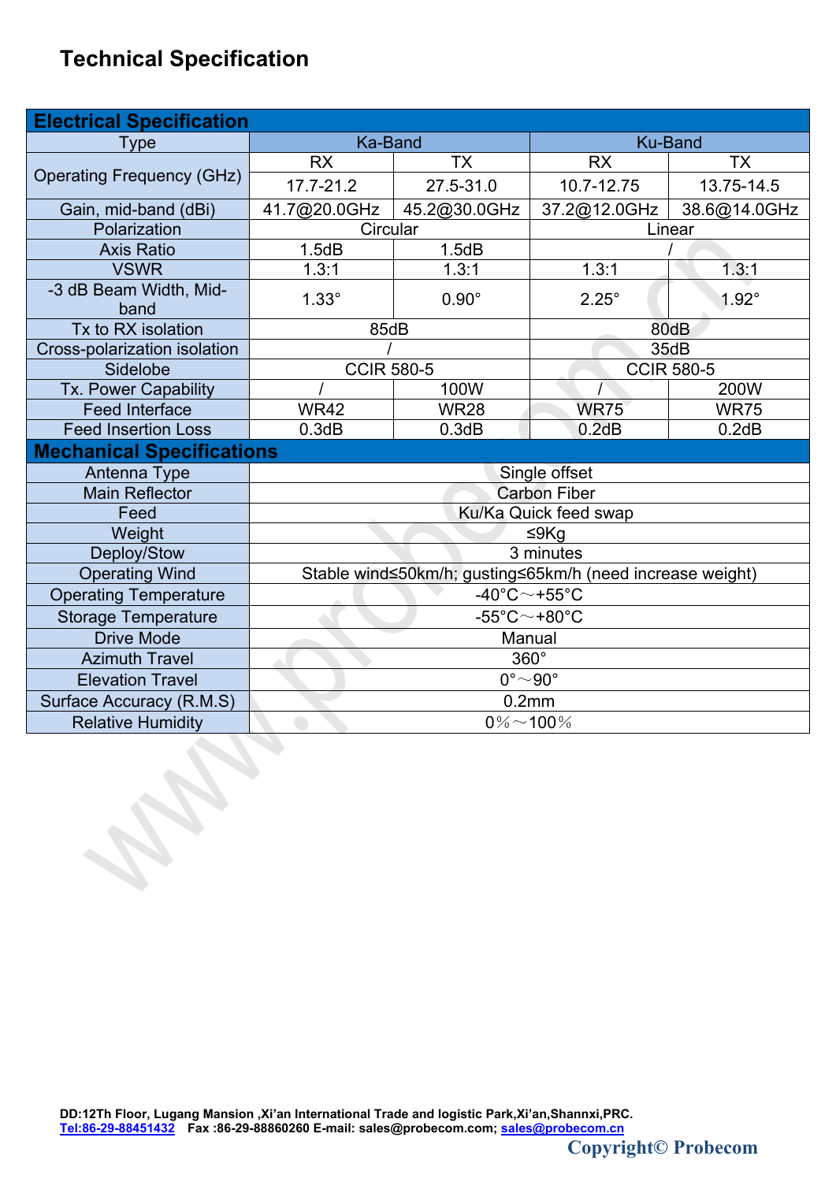# Technical Specification

| Electrical Specification | | | | |
|---|---|---|---|---|
| Type | Ka-Band | | Ku-Band | |
| Operating Frequency (GHz) | RX | TX | RX | TX |
| | 17.7-21.2 | 27.5-31.0 | 10.7-12.75 | 13.75-14.5 |
| Gain, mid-band (dBi) | 41.7@20.0GHz | 45.2@30.0GHz | 37.2@12.0GHz | 38.6@14.0GHz |
| Polarization | Circular | | Linear | |
| Axis Ratio | 1.5dB | 1.5dB | / | |
| VSWR | 1.3:1 | 1.3:1 | 1.3:1 | 1.3:1 |
| -3 dB Beam Width, Mid-band | 1.33° | 0.90° | 2.25° | 1.92° |
| Tx to RX isolation | 85dB | | 80dB | |
| Cross-polarization isolation | / | | 35dB | |
| Sidelobe | CCIR 580-5 | | CCIR 580-5 | |
| Tx. Power Capability | / | 100W | / | 200W |
| Feed Interface | WR42 | WR28 | WR75 | WR75 |
| Feed Insertion Loss | 0.3dB | 0.3dB | 0.2dB | 0.2dB |
| **Mechanical Specifications** | | | | |
| Antenna Type | Single offset | | | |
| Main Reflector | Carbon Fiber | | | |
| Feed | Ku/Ka Quick feed swap | | | |
| Weight | ≤9Kg | | | |
| Deploy/Stow | 3 minutes | | | |
| Operating Wind | Stable wind≤50km/h; gusting≤65km/h (need increase weight) | | | |
| Operating Temperature | -40°C～+55°C | | | |
| Storage Temperature | -55°C～+80°C | | | |
| Drive Mode | Manual | | | |
| Azimuth Travel | 360° | | | |
| Elevation Travel | 0°～90° | | | |
| Surface Accuracy (R.M.S) | 0.2mm | | | |
| Relative Humidity | 0％～100％ | | | |

**DD:12Th Floor, Lugang Mansion ,Xi'an International Trade and logistic Park,Xi'an,Shannxi,PRC.**
**Tel:86-29-88451432 Fax :86-29-88860260 E-mail: sales@probecom.com; sales@probecom.cn**

**Copyright© Probecom**